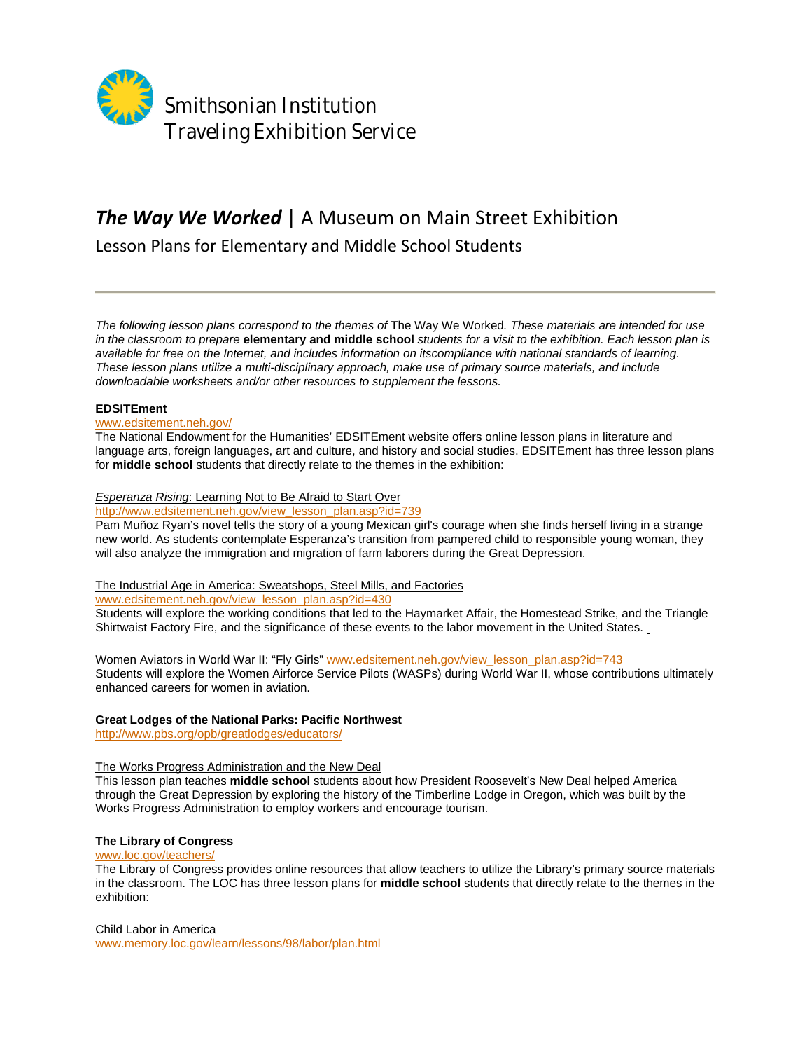Smithsonian Institution
Traveling Exhibition Service

# *The Way We Worked* | A Museum on Main Street Exhibition

## Lesson Plans for Elementary and Middle School Students

---

*The following lesson plans correspond to the themes of* The Way We Worked*. These materials are intended for use in the classroom to prepare* **elementary and middle school** *students for a visit to the exhibition. Each lesson plan is available for free on the Internet, and includes information on itscompliance with national standards of learning. These lesson plans utilize a multi-disciplinary approach, make use of primary source materials, and include downloadable worksheets and/or other resources to supplement the lessons.*

**EDSITEment**
www.edsitement.neh.gov/
The National Endowment for the Humanities' EDSITEment website offers online lesson plans in literature and language arts, foreign languages, art and culture, and history and social studies. EDSITEment has three lesson plans for **middle school** students that directly relate to the themes in the exhibition:

*Esperanza Rising*: Learning Not to Be Afraid to Start Over
http://www.edsitement.neh.gov/view_lesson_plan.asp?id=739
Pam Muñoz Ryan's novel tells the story of a young Mexican girl's courage when she finds herself living in a strange new world. As students contemplate Esperanza's transition from pampered child to responsible young woman, they will also analyze the immigration and migration of farm laborers during the Great Depression.

The Industrial Age in America: Sweatshops, Steel Mills, and Factories
www.edsitement.neh.gov/view_lesson_plan.asp?id=430
Students will explore the working conditions that led to the Haymarket Affair, the Homestead Strike, and the Triangle Shirtwaist Factory Fire, and the significance of these events to the labor movement in the United States.

Women Aviators in World War II: "Fly Girls" www.edsitement.neh.gov/view_lesson_plan.asp?id=743
Students will explore the Women Airforce Service Pilots (WASPs) during World War II, whose contributions ultimately enhanced careers for women in aviation.

**Great Lodges of the National Parks: Pacific Northwest**
http://www.pbs.org/opb/greatlodges/educators/

The Works Progress Administration and the New Deal
This lesson plan teaches **middle school** students about how President Roosevelt's New Deal helped America through the Great Depression by exploring the history of the Timberline Lodge in Oregon, which was built by the Works Progress Administration to employ workers and encourage tourism.

**The Library of Congress**
www.loc.gov/teachers/
The Library of Congress provides online resources that allow teachers to utilize the Library's primary source materials in the classroom. The LOC has three lesson plans for **middle school** students that directly relate to the themes in the exhibition:

Child Labor in America
www.memory.loc.gov/learn/lessons/98/labor/plan.html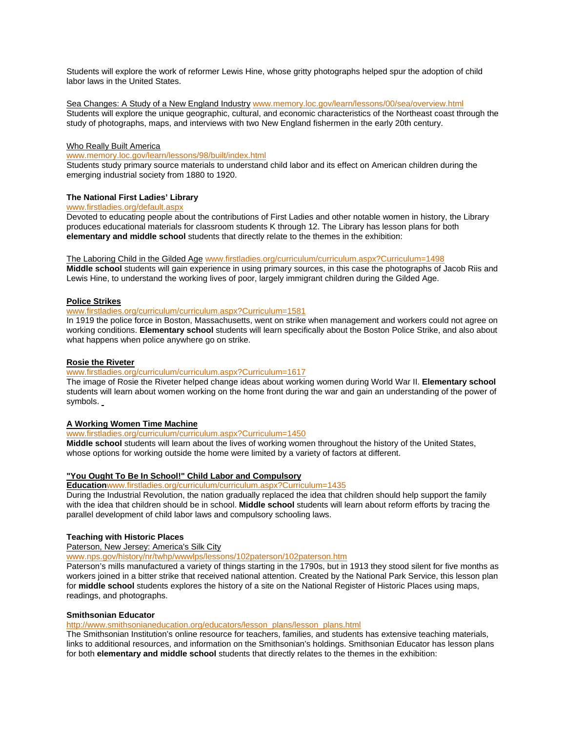Students will explore the work of reformer Lewis Hine, whose gritty photographs helped spur the adoption of child labor laws in the United States.

Sea Changes: A Study of a New England Industry www.memory.loc.gov/learn/lessons/00/sea/overview.html
Students will explore the unique geographic, cultural, and economic characteristics of the Northeast coast through the study of photographs, maps, and interviews with two New England fishermen in the early 20th century.

Who Really Built America
www.memory.loc.gov/learn/lessons/98/built/index.html
Students study primary source materials to understand child labor and its effect on American children during the emerging industrial society from 1880 to 1920.

**The National First Ladies' Library**
www.firstladies.org/default.aspx
Devoted to educating people about the contributions of First Ladies and other notable women in history, the Library produces educational materials for classroom students K through 12. The Library has lesson plans for both **elementary and middle school** students that directly relate to the themes in the exhibition:

The Laboring Child in the Gilded Age www.firstladies.org/curriculum/curriculum.aspx?Curriculum=1498
**Middle school** students will gain experience in using primary sources, in this case the photographs of Jacob Riis and Lewis Hine, to understand the working lives of poor, largely immigrant children during the Gilded Age.

**Police Strikes**
www.firstladies.org/curriculum/curriculum.aspx?Curriculum=1581
In 1919 the police force in Boston, Massachusetts, went on strike when management and workers could not agree on working conditions. **Elementary school** students will learn specifically about the Boston Police Strike, and also about what happens when police anywhere go on strike.

**Rosie the Riveter**
www.firstladies.org/curriculum/curriculum.aspx?Curriculum=1617
The image of Rosie the Riveter helped change ideas about working women during World War II. **Elementary school** students will learn about women working on the home front during the war and gain an understanding of the power of symbols.

**A Working Women Time Machine**
www.firstladies.org/curriculum/curriculum.aspx?Curriculum=1450
**Middle school** students will learn about the lives of working women throughout the history of the United States, whose options for working outside the home were limited by a variety of factors at different.

**"You Ought To Be In School!" Child Labor and Compulsory Education**www.firstladies.org/curriculum/curriculum.aspx?Curriculum=1435
During the Industrial Revolution, the nation gradually replaced the idea that children should help support the family with the idea that children should be in school. **Middle school** students will learn about reform efforts by tracing the parallel development of child labor laws and compulsory schooling laws.

**Teaching with Historic Places**
Paterson, New Jersey: America's Silk City
www.nps.gov/history/nr/twhp/wwwlps/lessons/102paterson/102paterson.htm
Paterson's mills manufactured a variety of things starting in the 1790s, but in 1913 they stood silent for five months as workers joined in a bitter strike that received national attention. Created by the National Park Service, this lesson plan for **middle school** students explores the history of a site on the National Register of Historic Places using maps, readings, and photographs.

**Smithsonian Educator**
http://www.smithsonianeducation.org/educators/lesson_plans/lesson_plans.html
The Smithsonian Institution's online resource for teachers, families, and students has extensive teaching materials, links to additional resources, and information on the Smithsonian's holdings. Smithsonian Educator has lesson plans for both **elementary and middle school** students that directly relates to the themes in the exhibition: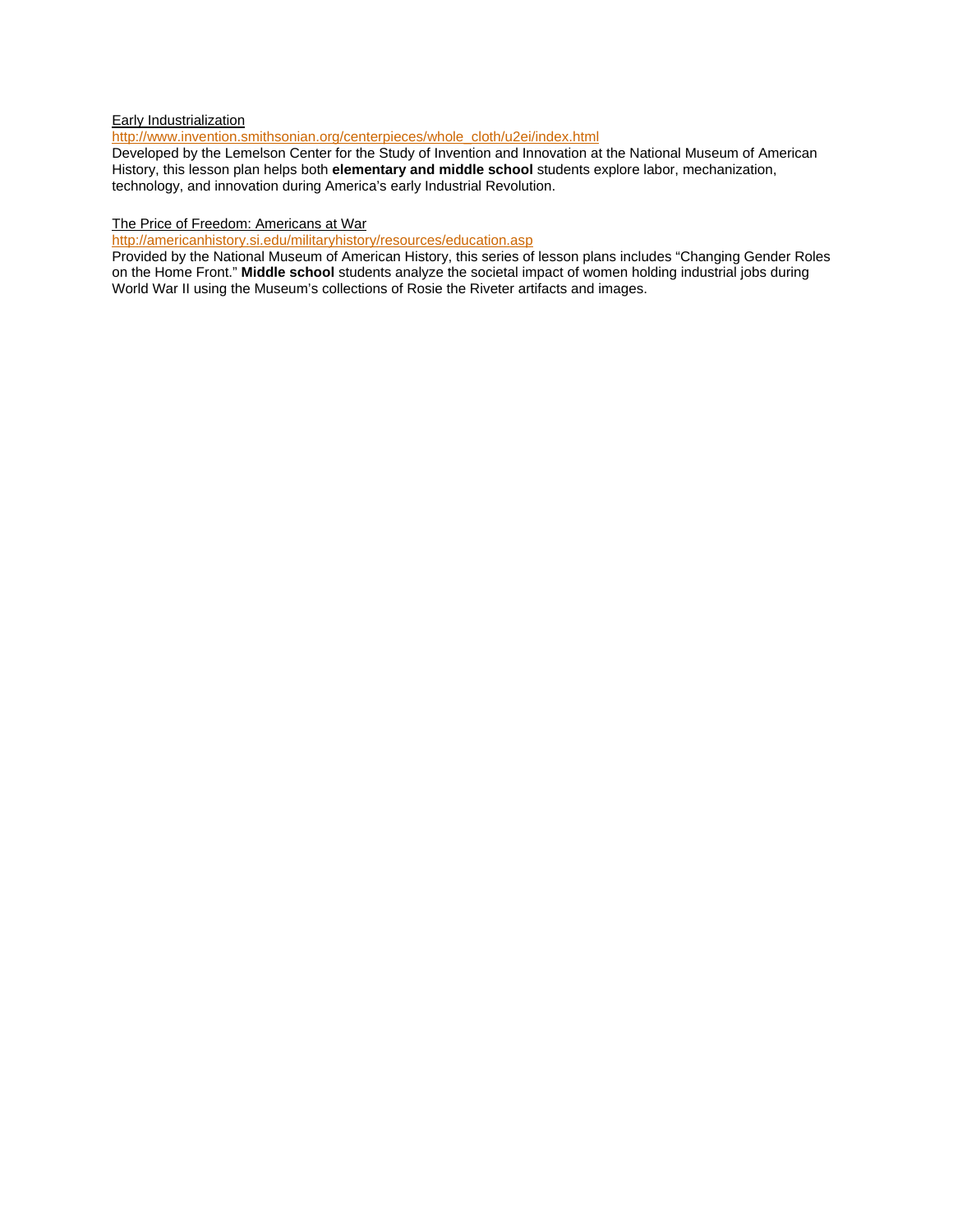Early Industrialization

http://www.invention.smithsonian.org/centerpieces/whole_cloth/u2ei/index.html

Developed by the Lemelson Center for the Study of Invention and Innovation at the National Museum of American History, this lesson plan helps both **elementary and middle school** students explore labor, mechanization, technology, and innovation during America's early Industrial Revolution.

The Price of Freedom: Americans at War

http://americanhistory.si.edu/militaryhistory/resources/education.asp

Provided by the National Museum of American History, this series of lesson plans includes "Changing Gender Roles on the Home Front." **Middle school** students analyze the societal impact of women holding industrial jobs during World War II using the Museum's collections of Rosie the Riveter artifacts and images.